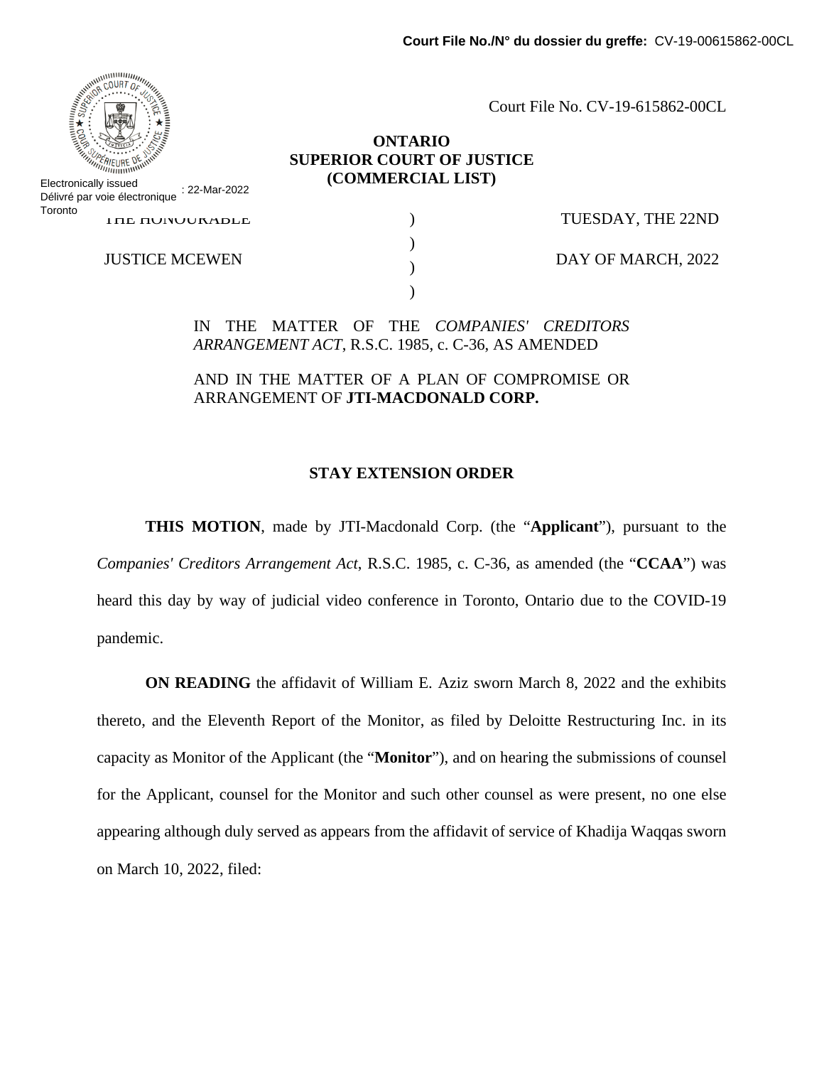Court File No./N° du dossier du greffe: CV-19-00615862-00CL

Electronically issued
Délivré par voie électronique : 22-Mar-2022
Toronto

Court File No. CV-19-615862-00CL

**ONTARIO**
**SUPERIOR COURT OF JUSTICE**
**(COMMERCIAL LIST)**

| THE HONOURABLE | ) | TUESDAY, THE 22ND |
|---|---|---|
| | ) | |
| JUSTICE MCEWEN | ) | DAY OF MARCH, 2022 |
| | ) | |

IN THE MATTER OF THE *COMPANIES' CREDITORS ARRANGEMENT ACT*, R.S.C. 1985, c. C-36, AS AMENDED

AND IN THE MATTER OF A PLAN OF COMPROMISE OR ARRANGEMENT OF **JTI-MACDONALD CORP.**

**STAY EXTENSION ORDER**

**THIS MOTION**, made by JTI-Macdonald Corp. (the "**Applicant**"), pursuant to the *Companies' Creditors Arrangement Act*, R.S.C. 1985, c. C-36, as amended (the "**CCAA**") was heard this day by way of judicial video conference in Toronto, Ontario due to the COVID-19 pandemic.

**ON READING** the affidavit of William E. Aziz sworn March 8, 2022 and the exhibits thereto, and the Eleventh Report of the Monitor, as filed by Deloitte Restructuring Inc. in its capacity as Monitor of the Applicant (the "**Monitor**"), and on hearing the submissions of counsel for the Applicant, counsel for the Monitor and such other counsel as were present, no one else appearing although duly served as appears from the affidavit of service of Khadija Waqqas sworn on March 10, 2022, filed: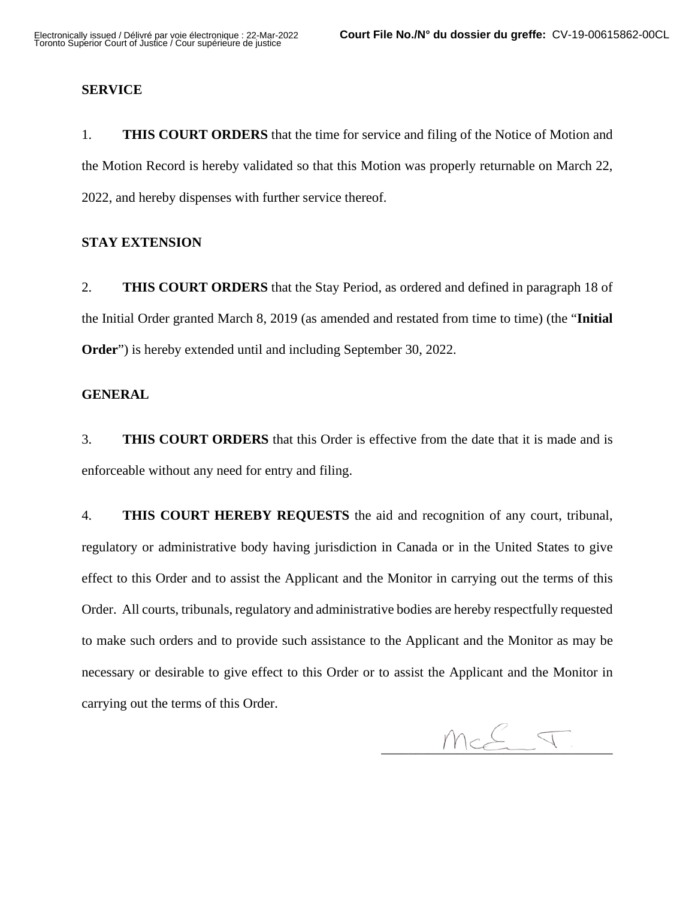**SERVICE**

1. **THIS COURT ORDERS** that the time for service and filing of the Notice of Motion and the Motion Record is hereby validated so that this Motion was properly returnable on March 22, 2022, and hereby dispenses with further service thereof.

**STAY EXTENSION**

2. **THIS COURT ORDERS** that the Stay Period, as ordered and defined in paragraph 18 of the Initial Order granted March 8, 2019 (as amended and restated from time to time) (the "**Initial Order**") is hereby extended until and including September 30, 2022.

**GENERAL**

3. **THIS COURT ORDERS** that this Order is effective from the date that it is made and is enforceable without any need for entry and filing.

4. **THIS COURT HEREBY REQUESTS** the aid and recognition of any court, tribunal, regulatory or administrative body having jurisdiction in Canada or in the United States to give effect to this Order and to assist the Applicant and the Monitor in carrying out the terms of this Order. All courts, tribunals, regulatory and administrative bodies are hereby respectfully requested to make such orders and to provide such assistance to the Applicant and the Monitor as may be necessary or desirable to give effect to this Order or to assist the Applicant and the Monitor in carrying out the terms of this Order.

McE J.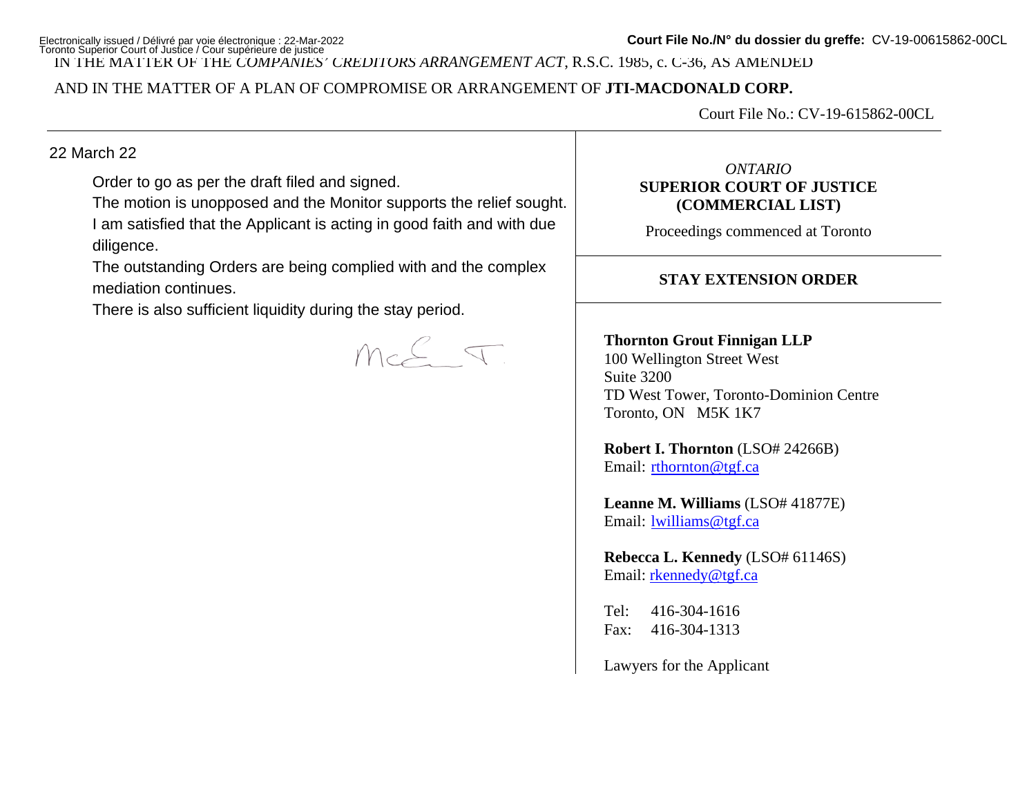Electronically issued / Délivré par voie électronique : 22-Mar-2022
Toronto Superior Court of Justice / Cour supérieure de justice

**Court File No./N° du dossier du greffe:** CV-19-00615862-00CL

IN THE MATTER OF THE *COMPANIES' CREDITORS ARRANGEMENT ACT*, R.S.C. 1985, c. C-36, AS AMENDED

AND IN THE MATTER OF A PLAN OF COMPROMISE OR ARRANGEMENT OF **JTI-MACDONALD CORP.**

Court File No.: CV-19-615862-00CL

22 March 22

Order to go as per the draft filed and signed.
The motion is unopposed and the Monitor supports the relief sought.
I am satisfied that the Applicant is acting in good faith and with due diligence.
The outstanding Orders are being complied with and the complex mediation continues.
There is also sufficient liquidity during the stay period.

McE T.

*ONTARIO*
**SUPERIOR COURT OF JUSTICE (COMMERCIAL LIST)**

Proceedings commenced at Toronto

**STAY EXTENSION ORDER**

**Thornton Grout Finnigan LLP**
100 Wellington Street West
Suite 3200
TD West Tower, Toronto-Dominion Centre
Toronto, ON M5K 1K7

**Robert I. Thornton** (LSO# 24266B)
Email: rthornton@tgf.ca

**Leanne M. Williams** (LSO# 41877E)
Email: lwilliams@tgf.ca

**Rebecca L. Kennedy** (LSO# 61146S)
Email: rkennedy@tgf.ca

Tel: 416-304-1616
Fax: 416-304-1313

Lawyers for the Applicant